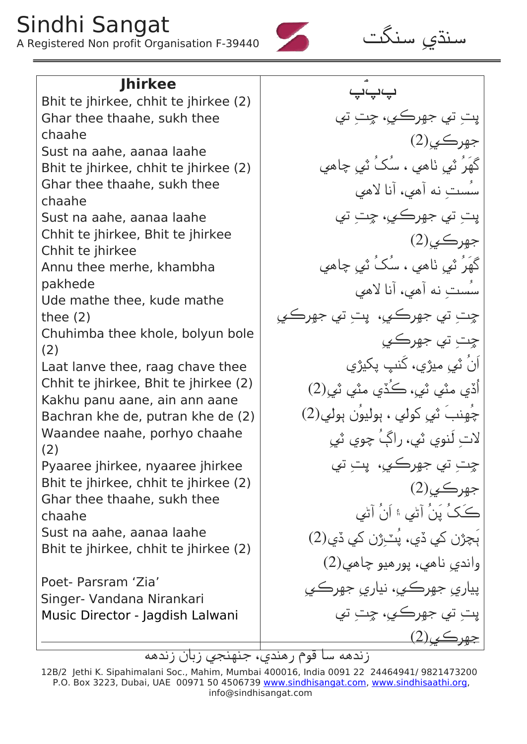Sindhi Sangat
A Registered Non profit Organisation F-39440

سنڌي سنگت

| Jhirkee | ڀ‌پ‌ڀ |
|---|---|
| Bhit te jhirkee, chhit te jhirkee (2)<br>Ghar thee thaahe, sukh thee chaahe<br>Sust na aahe, aanaa laahe<br>Bhit te jhirkee, chhit te jhirkee (2)<br>Ghar thee thaahe, sukh thee chaahe<br>Sust na aahe, aanaa laahe<br>Chhit te jhirkee, Bhit te jhirkee<br>Chhit te jhirkee<br>Annu thee merhe, khambha pakhede<br>Ude mathe thee, kude mathe thee (2)<br>Chuhimba thee khole, bolyun bole (2)<br>Laat lanve thee, raag chave thee<br>Chhit te jhirkee, Bhit te jhirkee (2)<br>Kakhu panu aane, ain ann aane<br>Bachran khe de, putran khe de (2)<br>Waandee naahe, porhyo chaahe (2)<br>Pyaaree jhirkee, nyaaree jhirkee<br>Bhit te jhirkee, chhit te jhirkee (2)<br>Ghar thee thaahe, sukh thee chaahe<br>Sust na aahe, aanaa laahe<br>Bhit te jhirkee, chhit te jhirkee (2)<br><br>Poet- Parsram 'Zia'<br>Singer- Vandana Nirankari<br>Music Director - Jagdish Lalwani | ڀتِ تي جهرڪيِ، ڇتِ تي جهرڪيِ(2)<br>گھَرُ ٺيِ ٺاهي ، سُکُ ٿيِ چاهي<br>سُستِ نه آهي، آنا لاهي<br>ڀتِ تي جهرڪيِ، ڇتِ تي جهرڪيِ(2)<br>گھَرُ ٺيِ ٺاهي ، سُکُ ٿيِ چاهي<br>سُستِ نه آهي، آنا لاهي<br>ڇتِ تي جهرڪيِ، ڀتِ تي جهرڪيِ<br>ڇتِ تي جهرڪيِ<br>اَنُ ٿيِ ميڙي، کَنبِ پکيڙي<br>اُڏي مٿي ٿيِ، ڪُڏي مٿي ٿيِ(2)<br>چُهنبَ ٿي کولي ، ٻوليُون ٻولي(2)<br>لاتِ لَنوي ٿي، راڳُ چوي ٿيِ<br>ڇتِ تي جهرڪيِ، ڀتِ تي جهرڪيِ(2)<br>ڪَکُ پَنُ آڻي ۽ اَنُ آڻي<br>ٻَچڙن کي ڏي، پُٽڙن کي ڏي(2)<br>وانديِ ناهي، پورهيو چاهي(2)<br>پياريِ جهرڪيِ، نياريِ جهرڪيِ<br>ڀتِ تي جهرڪيِ، ڇتِ تي جهرڪيِ(2) |

زنده سا قوم رهندي، جنهنجي زبان زنده

12B/2 Jethi K. Sipahimalani Soc., Mahim, Mumbai 400016, India 0091 22 24464941/ 9821473200
P.O. Box 3223, Dubai, UAE 00971 50 4506739 www.sindhisangat.com, www.sindhisaathi.org, info@sindhisangat.com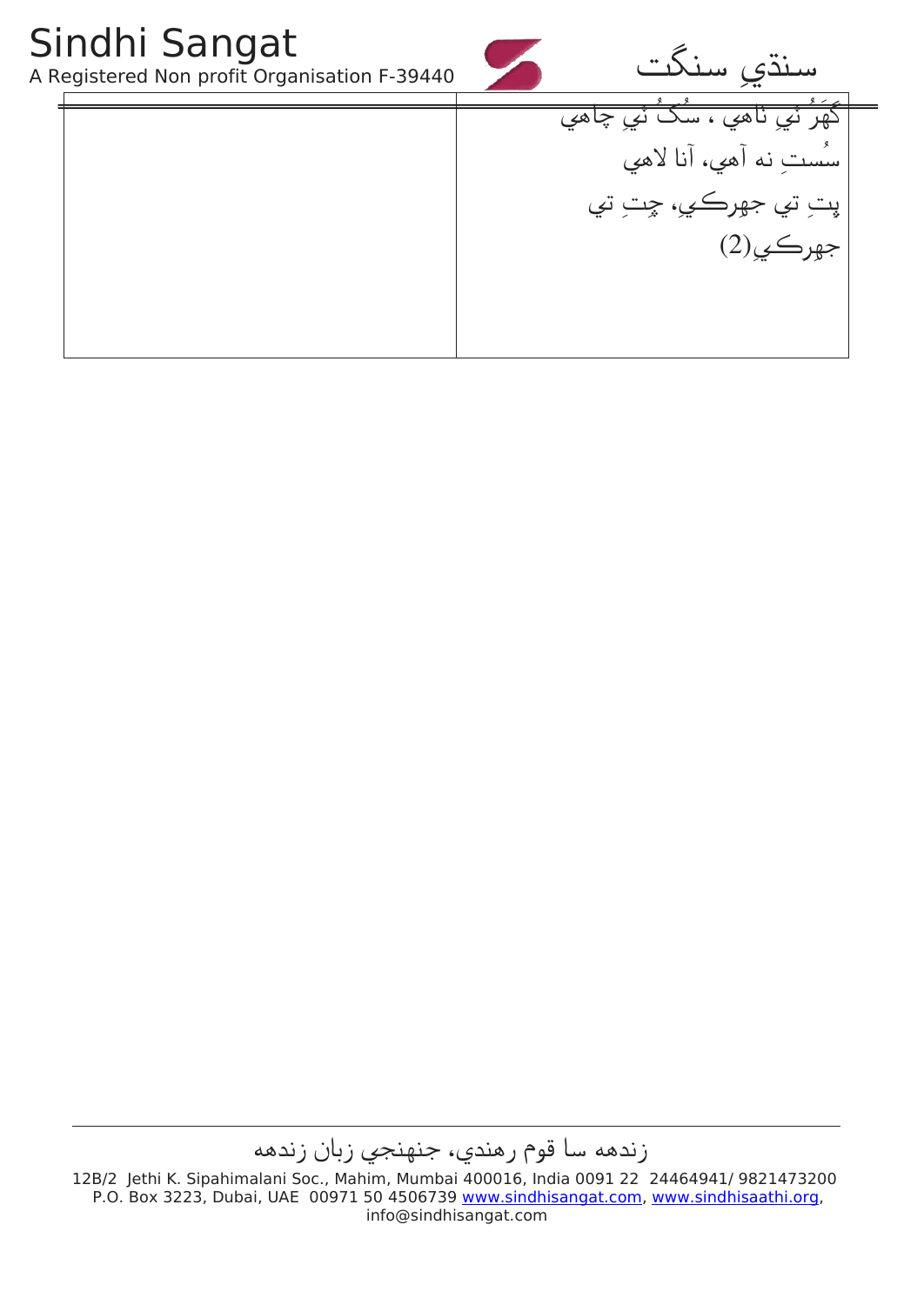| | |
|---|---|
| | گهَرُ ٿيِ ٿاهي ، سُکُ ٿيِ چاهي<br>سُستِ نه آهي، آنا لاهي<br>پٽِ تي جهرڪيِ، ڇٽِ تي<br>جهرڪيِ(2) |